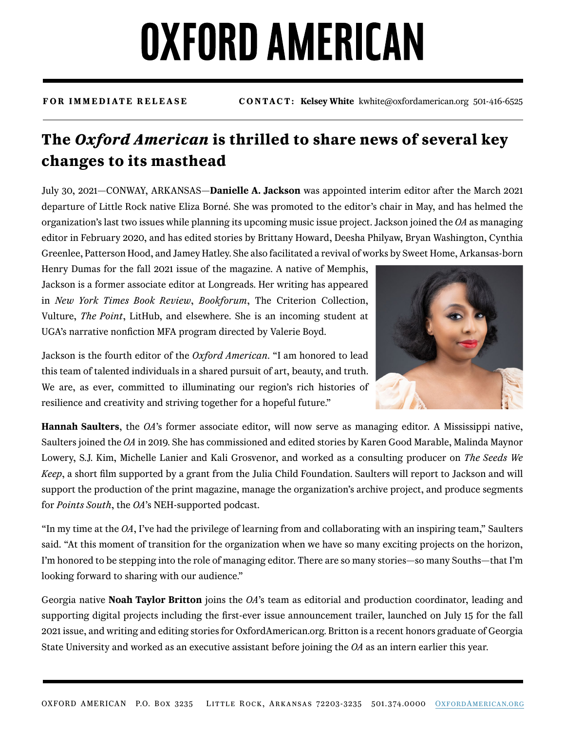# OXFORD AMERICAN

**FOR IMMEDIATE RELEASE** **CONTACT: Kelsey White** kwhite@oxfordamerican.org 501-416-6525

## The *Oxford American* is thrilled to share news of several key changes to its masthead

July 30, 2021—CONWAY, ARKANSAS—**Danielle A. Jackson** was appointed interim editor after the March 2021 departure of Little Rock native Eliza Borné. She was promoted to the editor's chair in May, and has helmed the organization's last two issues while planning its upcoming music issue project. Jackson joined the *OA* as managing editor in February 2020, and has edited stories by Brittany Howard, Deesha Philyaw, Bryan Washington, Cynthia Greenlee, Patterson Hood, and Jamey Hatley. She also facilitated a revival of works by Sweet Home, Arkansas-born Henry Dumas for the fall 2021 issue of the magazine. A native of Memphis, Jackson is a former associate editor at Longreads. Her writing has appeared in *New York Times Book Review*, *Bookforum*, The Criterion Collection, Vulture, *The Point*, LitHub, and elsewhere. She is an incoming student at UGA's narrative nonfiction MFA program directed by Valerie Boyd.

Jackson is the fourth editor of the *Oxford American*. "I am honored to lead this team of talented individuals in a shared pursuit of art, beauty, and truth. We are, as ever, committed to illuminating our region's rich histories of resilience and creativity and striving together for a hopeful future."

**Hannah Saulters**, the *OA*'s former associate editor, will now serve as managing editor. A Mississippi native, Saulters joined the *OA* in 2019. She has commissioned and edited stories by Karen Good Marable, Malinda Maynor Lowery, S.J. Kim, Michelle Lanier and Kali Grosvenor, and worked as a consulting producer on *The Seeds We Keep*, a short film supported by a grant from the Julia Child Foundation. Saulters will report to Jackson and will support the production of the print magazine, manage the organization's archive project, and produce segments for *Points South*, the *OA*'s NEH-supported podcast.

"In my time at the *OA*, I've had the privilege of learning from and collaborating with an inspiring team," Saulters said. "At this moment of transition for the organization when we have so many exciting projects on the horizon, I'm honored to be stepping into the role of managing editor. There are so many stories—so many Souths—that I'm looking forward to sharing with our audience."

Georgia native **Noah Taylor Britton** joins the *OA*'s team as editorial and production coordinator, leading and supporting digital projects including the first-ever issue announcement trailer, launched on July 15 for the fall 2021 issue, and writing and editing stories for OxfordAmerican.org. Britton is a recent honors graduate of Georgia State University and worked as an executive assistant before joining the *OA* as an intern earlier this year.

OXFORD AMERICAN P.O. Box 3235 Little Rock, Arkansas 72203-3235 501.374.0000 OxfordAmerican.org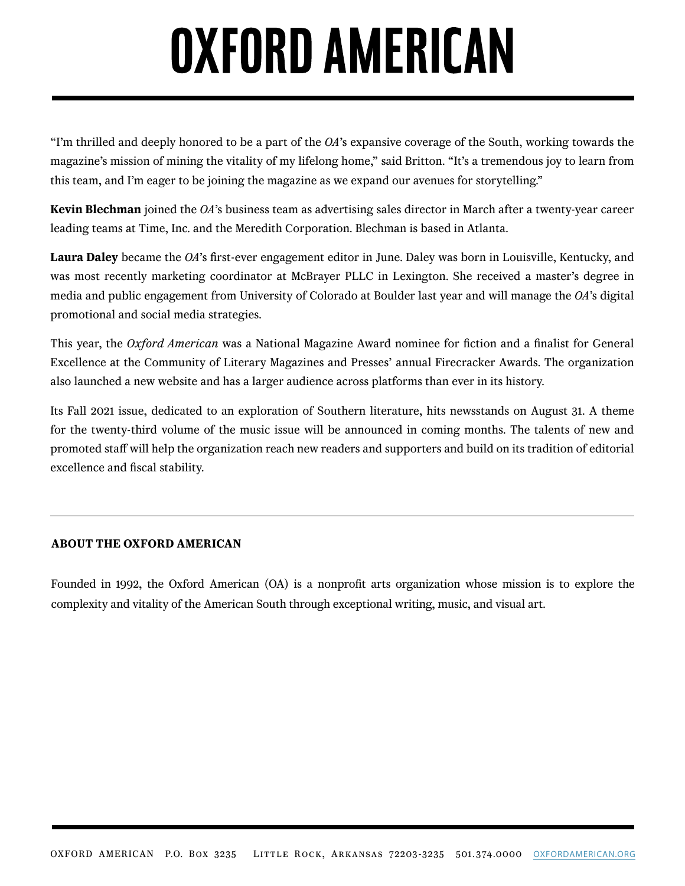"I'm thrilled and deeply honored to be a part of the *OA*'s expansive coverage of the South, working towards the magazine's mission of mining the vitality of my lifelong home," said Britton. "It's a tremendous joy to learn from this team, and I'm eager to be joining the magazine as we expand our avenues for storytelling."

**Kevin Blechman** joined the *OA*'s business team as advertising sales director in March after a twenty-year career leading teams at Time, Inc. and the Meredith Corporation. Blechman is based in Atlanta.

**Laura Daley** became the *OA*'s first-ever engagement editor in June. Daley was born in Louisville, Kentucky, and was most recently marketing coordinator at McBrayer PLLC in Lexington. She received a master's degree in media and public engagement from University of Colorado at Boulder last year and will manage the *OA*'s digital promotional and social media strategies.

This year, the *Oxford American* was a National Magazine Award nominee for fiction and a finalist for General Excellence at the Community of Literary Magazines and Presses' annual Firecracker Awards. The organization also launched a new website and has a larger audience across platforms than ever in its history.

Its Fall 2021 issue, dedicated to an exploration of Southern literature, hits newsstands on August 31. A theme for the twenty-third volume of the music issue will be announced in coming months. The talents of new and promoted staff will help the organization reach new readers and supporters and build on its tradition of editorial excellence and fiscal stability.

---

**ABOUT THE OXFORD AMERICAN**

Founded in 1992, the Oxford American (OA) is a nonprofit arts organization whose mission is to explore the complexity and vitality of the American South through exceptional writing, music, and visual art.